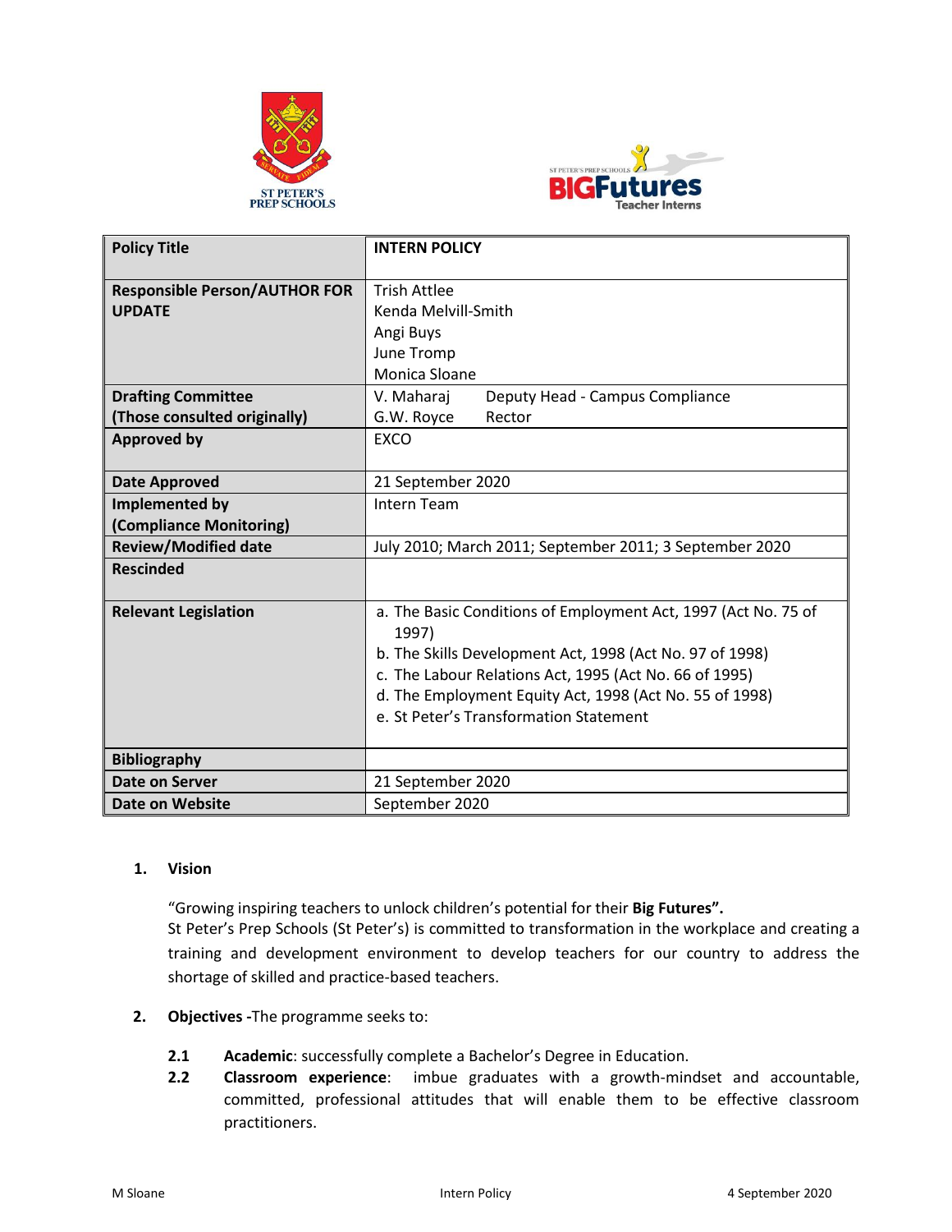| Policy Title | INTERN POLICY |
|---|---|
| Responsible Person/AUTHOR FOR UPDATE | Trish Attlee<br>Kenda Melvill-Smith<br>Angi Buys<br>June Tromp<br>Monica Sloane |
| Drafting Committee (Those consulted originally) | V. Maharaj Deputy Head - Campus Compliance<br>G.W. Royce Rector |
| Approved by | EXCO |
| Date Approved | 21 September 2020 |
| Implemented by (Compliance Monitoring) | Intern Team |
| Review/Modified date | July 2010; March 2011; September 2011; 3 September 2020 |
| Rescinded | |
| Relevant Legislation | a. The Basic Conditions of Employment Act, 1997 (Act No. 75 of 1997)<br>b. The Skills Development Act, 1998 (Act No. 97 of 1998)<br>c. The Labour Relations Act, 1995 (Act No. 66 of 1995)<br>d. The Employment Equity Act, 1998 (Act No. 55 of 1998)<br>e. St Peter's Transformation Statement |
| Bibliography | |
| Date on Server | 21 September 2020 |
| Date on Website | September 2020 |

## 1. Vision

"Growing inspiring teachers to unlock children's potential for their **Big Futures".**
St Peter's Prep Schools (St Peter's) is committed to transformation in the workplace and creating a training and development environment to develop teachers for our country to address the shortage of skilled and practice-based teachers.

## 2. Objectives - The programme seeks to:

**2.1** **Academic**: successfully complete a Bachelor's Degree in Education.

**2.2** **Classroom experience**: imbue graduates with a growth-mindset and accountable, committed, professional attitudes that will enable them to be effective classroom practitioners.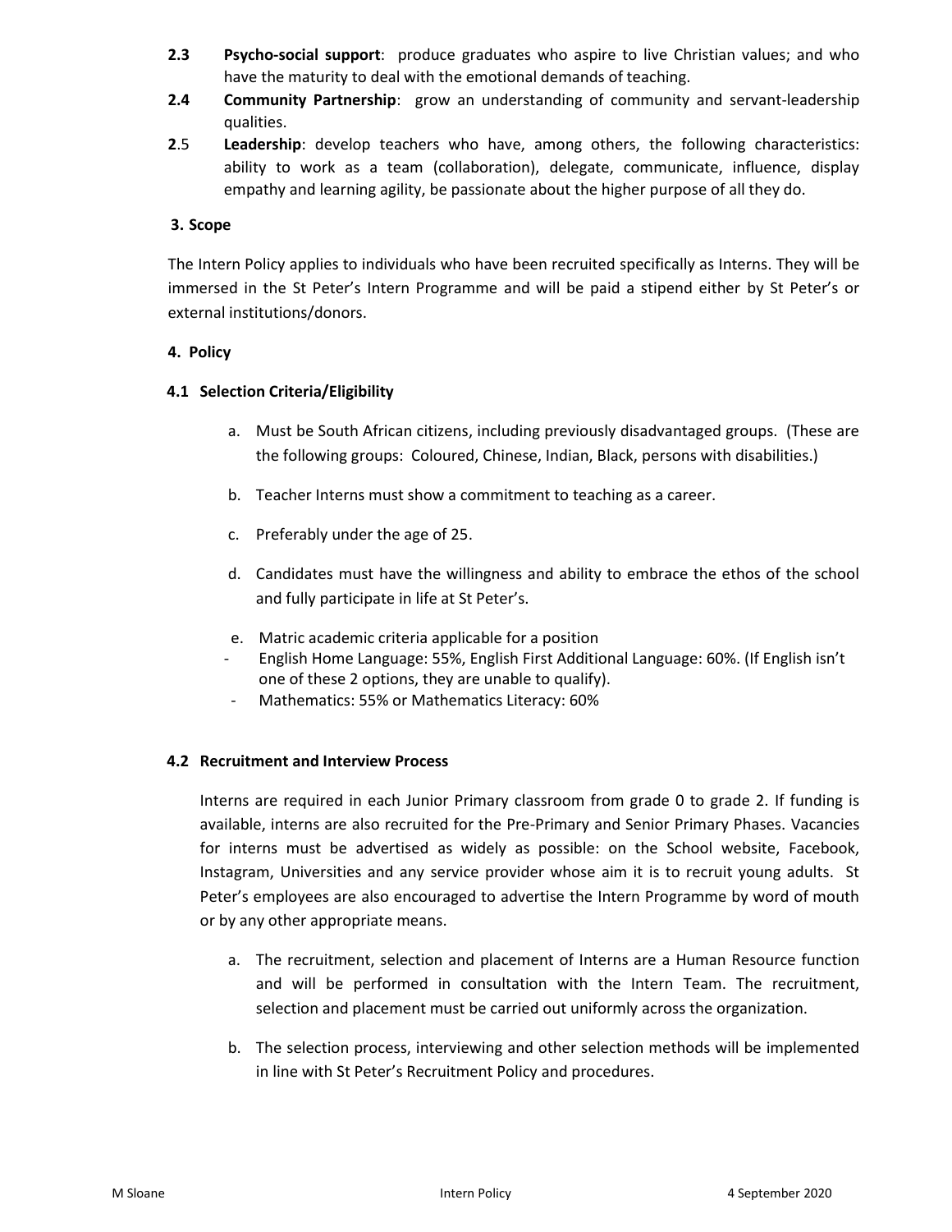**2.3** **Psycho-social support**: produce graduates who aspire to live Christian values; and who have the maturity to deal with the emotional demands of teaching.

**2.4** **Community Partnership**: grow an understanding of community and servant-leadership qualities.

**2**.5 **Leadership**: develop teachers who have, among others, the following characteristics: ability to work as a team (collaboration), delegate, communicate, influence, display empathy and learning agility, be passionate about the higher purpose of all they do.

## 3. Scope

The Intern Policy applies to individuals who have been recruited specifically as Interns. They will be immersed in the St Peter's Intern Programme and will be paid a stipend either by St Peter's or external institutions/donors.

## 4. Policy

### 4.1 Selection Criteria/Eligibility

a. Must be South African citizens, including previously disadvantaged groups. (These are the following groups: Coloured, Chinese, Indian, Black, persons with disabilities.)

b. Teacher Interns must show a commitment to teaching as a career.

c. Preferably under the age of 25.

d. Candidates must have the willingness and ability to embrace the ethos of the school and fully participate in life at St Peter's.

e. Matric academic criteria applicable for a position
- English Home Language: 55%, English First Additional Language: 60%. (If English isn't one of these 2 options, they are unable to qualify).
- Mathematics: 55% or Mathematics Literacy: 60%

### 4.2 Recruitment and Interview Process

Interns are required in each Junior Primary classroom from grade 0 to grade 2. If funding is available, interns are also recruited for the Pre-Primary and Senior Primary Phases. Vacancies for interns must be advertised as widely as possible: on the School website, Facebook, Instagram, Universities and any service provider whose aim it is to recruit young adults. St Peter's employees are also encouraged to advertise the Intern Programme by word of mouth or by any other appropriate means.

a. The recruitment, selection and placement of Interns are a Human Resource function and will be performed in consultation with the Intern Team. The recruitment, selection and placement must be carried out uniformly across the organization.

b. The selection process, interviewing and other selection methods will be implemented in line with St Peter's Recruitment Policy and procedures.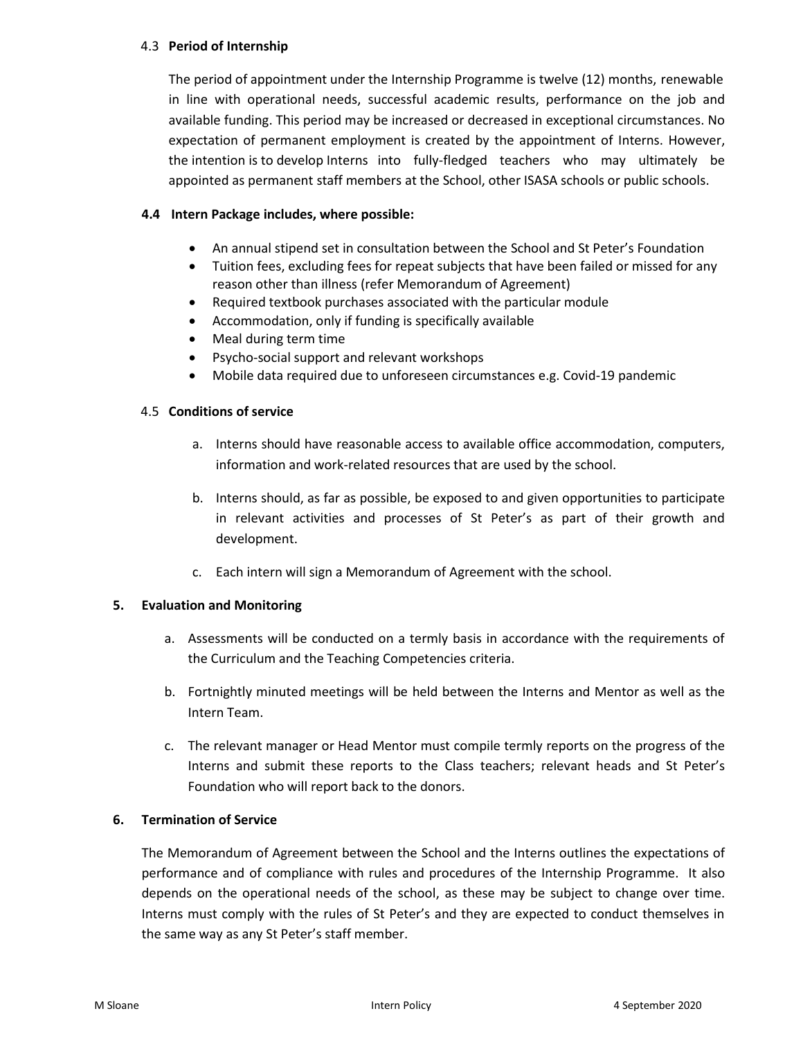### 4.3 **Period of Internship**

The period of appointment under the Internship Programme is twelve (12) months, renewable in line with operational needs, successful academic results, performance on the job and available funding. This period may be increased or decreased in exceptional circumstances. No expectation of permanent employment is created by the appointment of Interns. However, the intention is to develop Interns into fully-fledged teachers who may ultimately be appointed as permanent staff members at the School, other ISASA schools or public schools.

### **4.4 Intern Package includes, where possible:**

- An annual stipend set in consultation between the School and St Peter's Foundation
- Tuition fees, excluding fees for repeat subjects that have been failed or missed for any reason other than illness (refer Memorandum of Agreement)
- Required textbook purchases associated with the particular module
- Accommodation, only if funding is specifically available
- Meal during term time
- Psycho-social support and relevant workshops
- Mobile data required due to unforeseen circumstances e.g. Covid-19 pandemic

### 4.5 **Conditions of service**

a. Interns should have reasonable access to available office accommodation, computers, information and work-related resources that are used by the school.

b. Interns should, as far as possible, be exposed to and given opportunities to participate in relevant activities and processes of St Peter's as part of their growth and development.

c. Each intern will sign a Memorandum of Agreement with the school.

## **5. Evaluation and Monitoring**

a. Assessments will be conducted on a termly basis in accordance with the requirements of the Curriculum and the Teaching Competencies criteria.

b. Fortnightly minuted meetings will be held between the Interns and Mentor as well as the Intern Team.

c. The relevant manager or Head Mentor must compile termly reports on the progress of the Interns and submit these reports to the Class teachers; relevant heads and St Peter's Foundation who will report back to the donors.

## **6. Termination of Service**

The Memorandum of Agreement between the School and the Interns outlines the expectations of performance and of compliance with rules and procedures of the Internship Programme. It also depends on the operational needs of the school, as these may be subject to change over time. Interns must comply with the rules of St Peter's and they are expected to conduct themselves in the same way as any St Peter's staff member.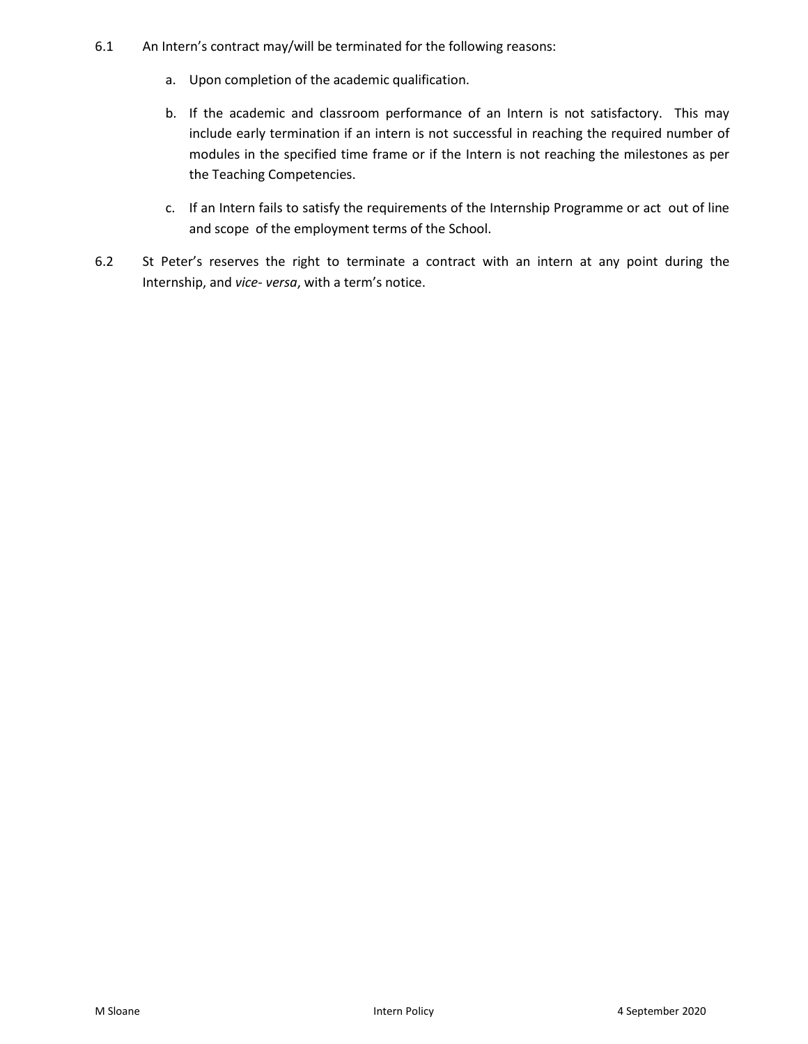6.1 An Intern's contract may/will be terminated for the following reasons:

a. Upon completion of the academic qualification.

b. If the academic and classroom performance of an Intern is not satisfactory. This may include early termination if an intern is not successful in reaching the required number of modules in the specified time frame or if the Intern is not reaching the milestones as per the Teaching Competencies.

c. If an Intern fails to satisfy the requirements of the Internship Programme or act out of line and scope of the employment terms of the School.

6.2 St Peter's reserves the right to terminate a contract with an intern at any point during the Internship, and *vice- versa*, with a term's notice.